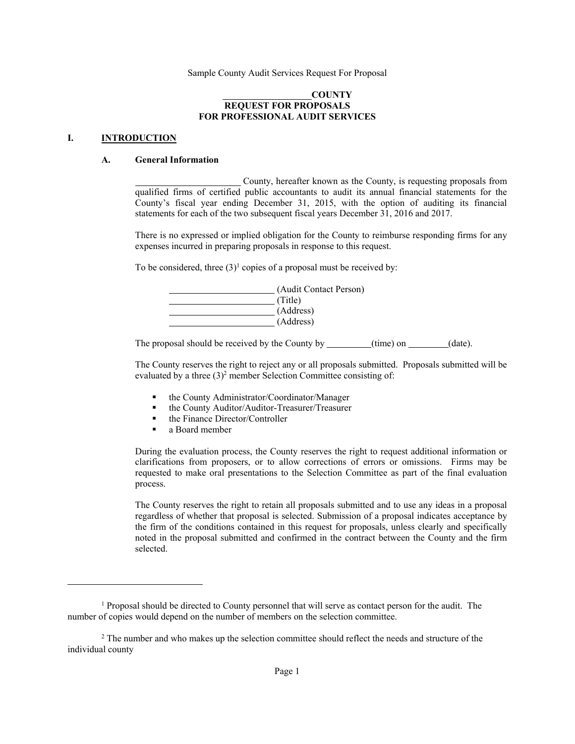Sample County Audit Services Request For Proposal

# \_\_\_\_\_\_\_\_\_\_\_\_\_\_\_\_\_\_COUNTY
# REQUEST FOR PROPOSALS
# FOR PROFESSIONAL AUDIT SERVICES

## I. INTRODUCTION

### A. General Information

\_\_\_\_\_\_\_\_\_\_\_\_\_\_\_\_\_\_\_\_\_\_ County, hereafter known as the County, is requesting proposals from qualified firms of certified public accountants to audit its annual financial statements for the County's fiscal year ending December 31, 2015, with the option of auditing its financial statements for each of the two subsequent fiscal years December 31, 2016 and 2017.

There is no expressed or implied obligation for the County to reimburse responding firms for any expenses incurred in preparing proposals in response to this request.

To be considered, three (3)[1] copies of a proposal must be received by:

\_\_\_\_\_\_\_\_\_\_\_\_\_\_\_\_\_\_\_\_\_\_ (Audit Contact Person)
\_\_\_\_\_\_\_\_\_\_\_\_\_\_\_\_\_\_\_\_\_\_ (Title)
\_\_\_\_\_\_\_\_\_\_\_\_\_\_\_\_\_\_\_\_\_\_ (Address)
\_\_\_\_\_\_\_\_\_\_\_\_\_\_\_\_\_\_\_\_\_\_ (Address)

The proposal should be received by the County by \_\_\_\_\_\_\_\_\_\_(time) on \_\_\_\_\_\_\_\_\_(date).

The County reserves the right to reject any or all proposals submitted. Proposals submitted will be evaluated by a three (3)[2] member Selection Committee consisting of:

- the County Administrator/Coordinator/Manager
- the County Auditor/Auditor-Treasurer/Treasurer
- the Finance Director/Controller
- a Board member

During the evaluation process, the County reserves the right to request additional information or clarifications from proposers, or to allow corrections of errors or omissions. Firms may be requested to make oral presentations to the Selection Committee as part of the final evaluation process.

The County reserves the right to retain all proposals submitted and to use any ideas in a proposal regardless of whether that proposal is selected. Submission of a proposal indicates acceptance by the firm of the conditions contained in this request for proposals, unless clearly and specifically noted in the proposal submitted and confirmed in the contract between the County and the firm selected.

---

[1] Proposal should be directed to County personnel that will serve as contact person for the audit. The number of copies would depend on the number of members on the selection committee.

[2] The number and who makes up the selection committee should reflect the needs and structure of the individual county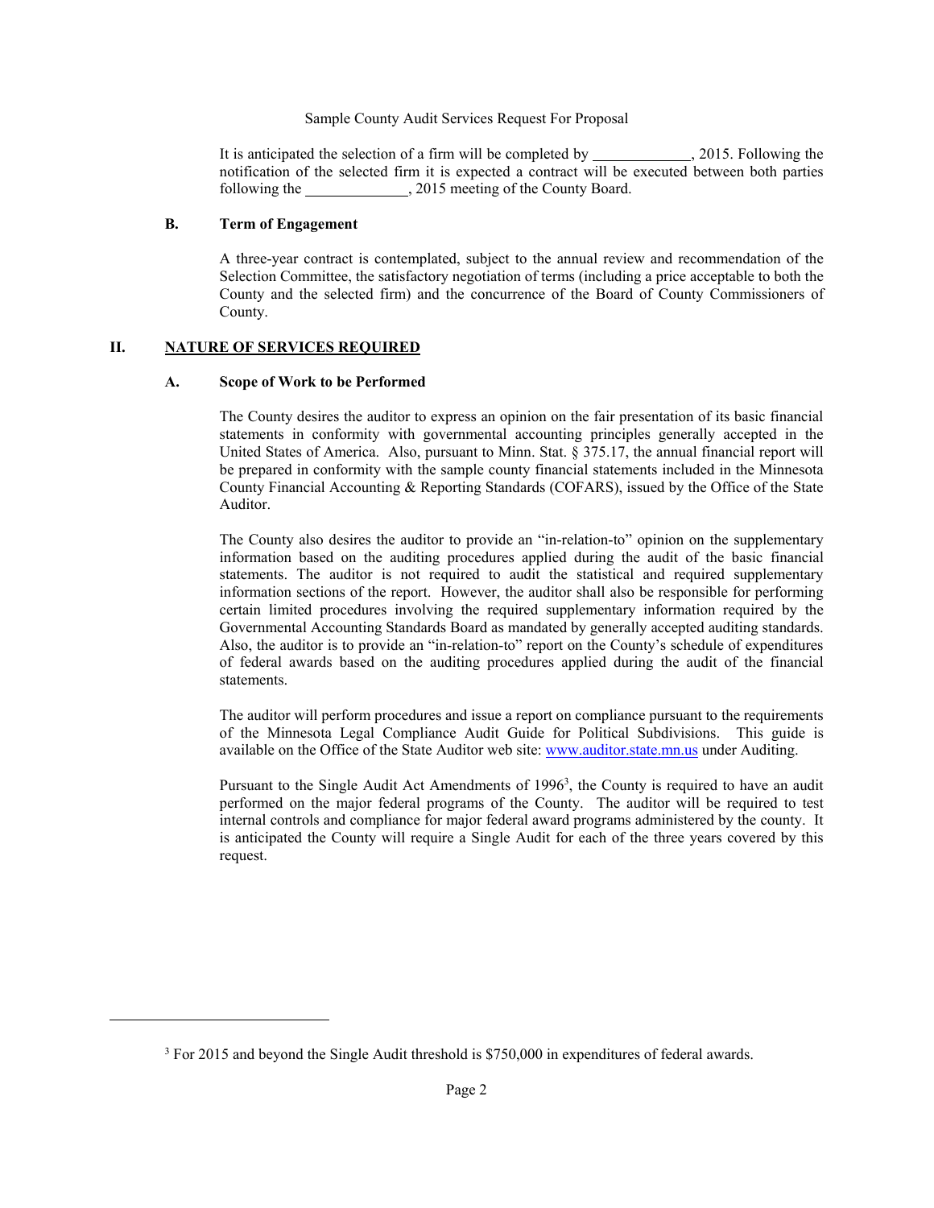It is anticipated the selection of a firm will be completed by _____________, 2015. Following the notification of the selected firm it is expected a contract will be executed between both parties following the _____________, 2015 meeting of the County Board.

### B. Term of Engagement

A three-year contract is contemplated, subject to the annual review and recommendation of the Selection Committee, the satisfactory negotiation of terms (including a price acceptable to both the County and the selected firm) and the concurrence of the Board of County Commissioners of County.

## II. NATURE OF SERVICES REQUIRED

### A. Scope of Work to be Performed

The County desires the auditor to express an opinion on the fair presentation of its basic financial statements in conformity with governmental accounting principles generally accepted in the United States of America. Also, pursuant to Minn. Stat. § 375.17, the annual financial report will be prepared in conformity with the sample county financial statements included in the Minnesota County Financial Accounting & Reporting Standards (COFARS), issued by the Office of the State Auditor.

The County also desires the auditor to provide an "in-relation-to" opinion on the supplementary information based on the auditing procedures applied during the audit of the basic financial statements. The auditor is not required to audit the statistical and required supplementary information sections of the report. However, the auditor shall also be responsible for performing certain limited procedures involving the required supplementary information required by the Governmental Accounting Standards Board as mandated by generally accepted auditing standards. Also, the auditor is to provide an "in-relation-to" report on the County's schedule of expenditures of federal awards based on the auditing procedures applied during the audit of the financial statements.

The auditor will perform procedures and issue a report on compliance pursuant to the requirements of the Minnesota Legal Compliance Audit Guide for Political Subdivisions. This guide is available on the Office of the State Auditor web site: [www.auditor.state.mn.us](http://www.auditor.state.mn.us) under Auditing.

Pursuant to the Single Audit Act Amendments of 1996[3], the County is required to have an audit performed on the major federal programs of the County. The auditor will be required to test internal controls and compliance for major federal award programs administered by the county. It is anticipated the County will require a Single Audit for each of the three years covered by this request.

---

[3] For 2015 and beyond the Single Audit threshold is $750,000 in expenditures of federal awards.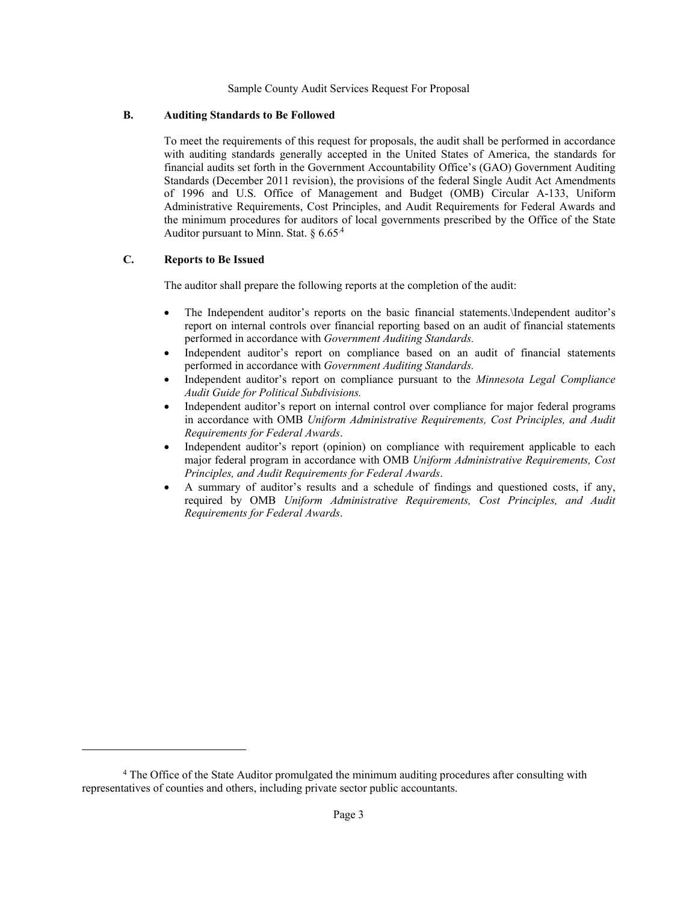### B. Auditing Standards to Be Followed

To meet the requirements of this request for proposals, the audit shall be performed in accordance with auditing standards generally accepted in the United States of America, the standards for financial audits set forth in the Government Accountability Office's (GAO) Government Auditing Standards (December 2011 revision), the provisions of the federal Single Audit Act Amendments of 1996 and U.S. Office of Management and Budget (OMB) Circular A-133, Uniform Administrative Requirements, Cost Principles, and Audit Requirements for Federal Awards and the minimum procedures for auditors of local governments prescribed by the Office of the State Auditor pursuant to Minn. Stat. § 6.65[4]

### C. Reports to Be Issued

The auditor shall prepare the following reports at the completion of the audit:

- The Independent auditor's reports on the basic financial statements.\Independent auditor's report on internal controls over financial reporting based on an audit of financial statements performed in accordance with *Government Auditing Standards.*
- Independent auditor's report on compliance based on an audit of financial statements performed in accordance with *Government Auditing Standards.*
- Independent auditor's report on compliance pursuant to the *Minnesota Legal Compliance Audit Guide for Political Subdivisions.*
- Independent auditor's report on internal control over compliance for major federal programs in accordance with OMB *Uniform Administrative Requirements, Cost Principles, and Audit Requirements for Federal Awards*.
- Independent auditor's report (opinion) on compliance with requirement applicable to each major federal program in accordance with OMB *Uniform Administrative Requirements, Cost Principles, and Audit Requirements for Federal Awards*.
- A summary of auditor's results and a schedule of findings and questioned costs, if any, required by OMB *Uniform Administrative Requirements, Cost Principles, and Audit Requirements for Federal Awards*.

---

[4] The Office of the State Auditor promulgated the minimum auditing procedures after consulting with representatives of counties and others, including private sector public accountants.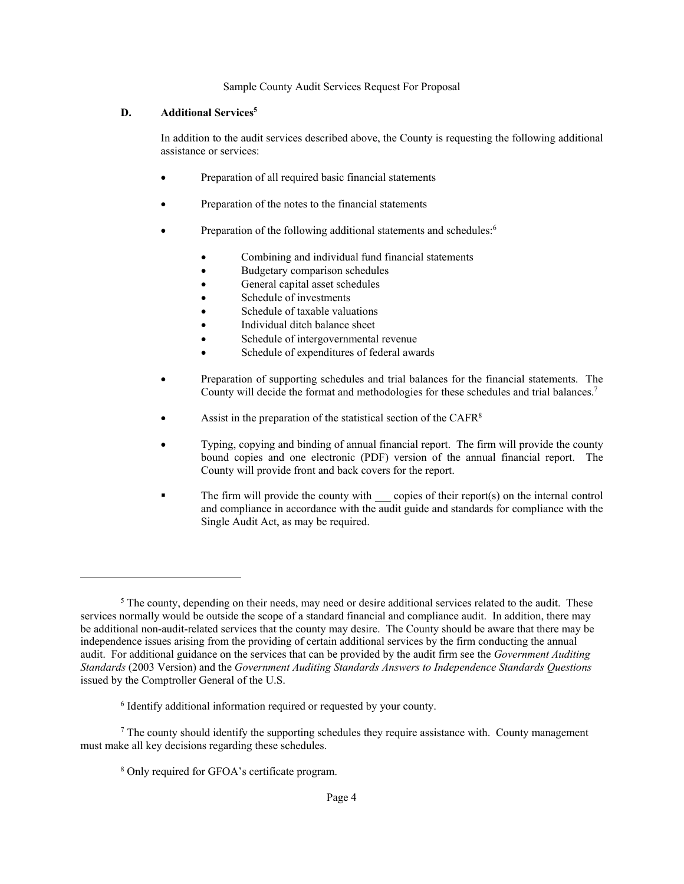### D. Additional Services[5]

In addition to the audit services described above, the County is requesting the following additional assistance or services:

- Preparation of all required basic financial statements
- Preparation of the notes to the financial statements
- Preparation of the following additional statements and schedules:[6]
  - Combining and individual fund financial statements
  - Budgetary comparison schedules
  - General capital asset schedules
  - Schedule of investments
  - Schedule of taxable valuations
  - Individual ditch balance sheet
  - Schedule of intergovernmental revenue
  - Schedule of expenditures of federal awards
- Preparation of supporting schedules and trial balances for the financial statements. The County will decide the format and methodologies for these schedules and trial balances.[7]
- Assist in the preparation of the statistical section of the CAFR[8]
- Typing, copying and binding of annual financial report. The firm will provide the county bound copies and one electronic (PDF) version of the annual financial report. The County will provide front and back covers for the report.
- The firm will provide the county with ___ copies of their report(s) on the internal control and compliance in accordance with the audit guide and standards for compliance with the Single Audit Act, as may be required.

---

[5] The county, depending on their needs, may need or desire additional services related to the audit. These services normally would be outside the scope of a standard financial and compliance audit. In addition, there may be additional non-audit-related services that the county may desire. The County should be aware that there may be independence issues arising from the providing of certain additional services by the firm conducting the annual audit. For additional guidance on the services that can be provided by the audit firm see the *Government Auditing Standards* (2003 Version) and the *Government Auditing Standards Answers to Independence Standards Questions* issued by the Comptroller General of the U.S.

[6] Identify additional information required or requested by your county.

[7] The county should identify the supporting schedules they require assistance with. County management must make all key decisions regarding these schedules.

[8] Only required for GFOA's certificate program.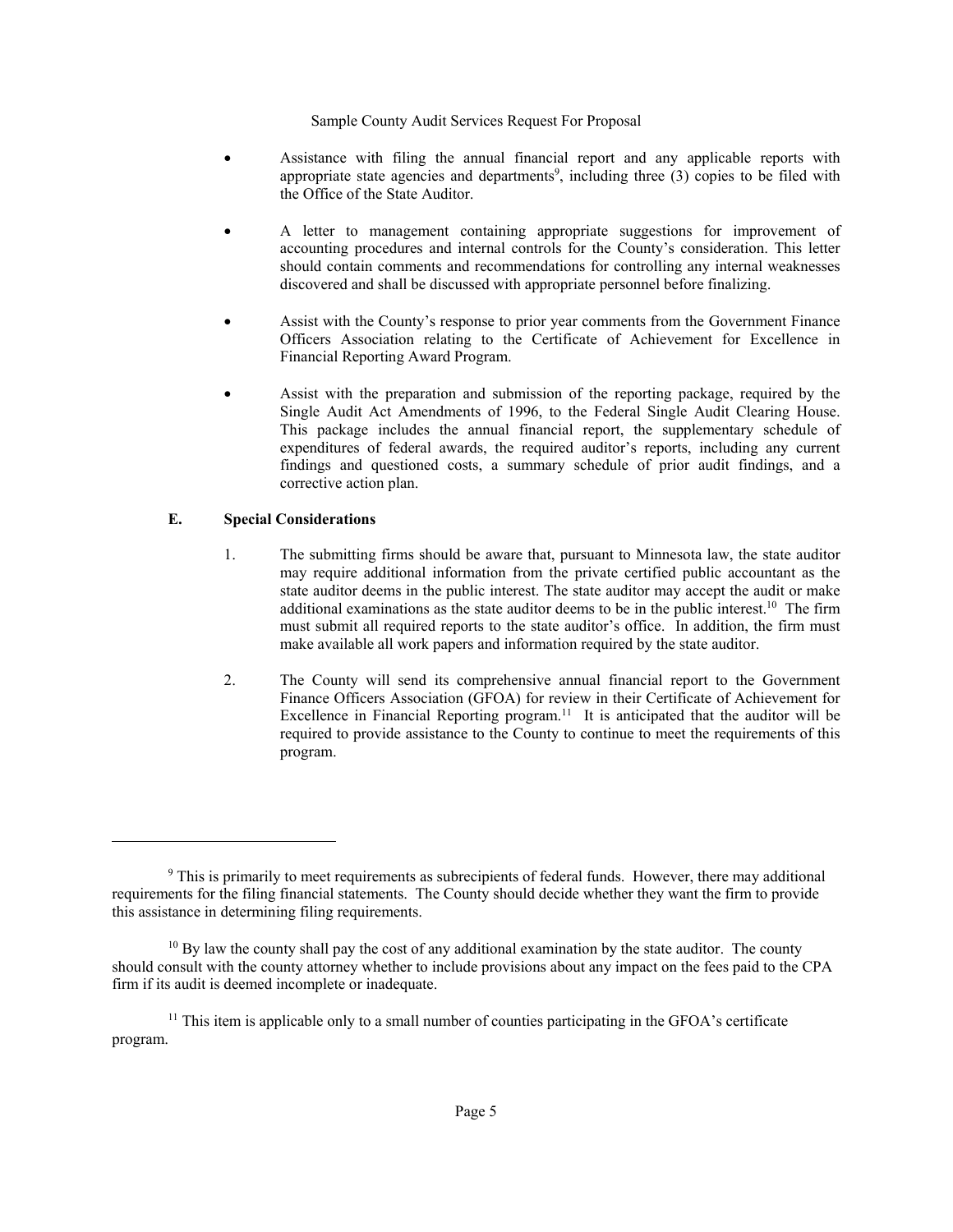- Assistance with filing the annual financial report and any applicable reports with appropriate state agencies and departments[9], including three (3) copies to be filed with the Office of the State Auditor.

- A letter to management containing appropriate suggestions for improvement of accounting procedures and internal controls for the County's consideration. This letter should contain comments and recommendations for controlling any internal weaknesses discovered and shall be discussed with appropriate personnel before finalizing.

- Assist with the County's response to prior year comments from the Government Finance Officers Association relating to the Certificate of Achievement for Excellence in Financial Reporting Award Program.

- Assist with the preparation and submission of the reporting package, required by the Single Audit Act Amendments of 1996, to the Federal Single Audit Clearing House. This package includes the annual financial report, the supplementary schedule of expenditures of federal awards, the required auditor's reports, including any current findings and questioned costs, a summary schedule of prior audit findings, and a corrective action plan.

## E. Special Considerations

1. The submitting firms should be aware that, pursuant to Minnesota law, the state auditor may require additional information from the private certified public accountant as the state auditor deems in the public interest. The state auditor may accept the audit or make additional examinations as the state auditor deems to be in the public interest.[10] The firm must submit all required reports to the state auditor's office. In addition, the firm must make available all work papers and information required by the state auditor.

2. The County will send its comprehensive annual financial report to the Government Finance Officers Association (GFOA) for review in their Certificate of Achievement for Excellence in Financial Reporting program.[11] It is anticipated that the auditor will be required to provide assistance to the County to continue to meet the requirements of this program.

---

[9] This is primarily to meet requirements as subrecipients of federal funds. However, there may additional requirements for the filing financial statements. The County should decide whether they want the firm to provide this assistance in determining filing requirements.

[10] By law the county shall pay the cost of any additional examination by the state auditor. The county should consult with the county attorney whether to include provisions about any impact on the fees paid to the CPA firm if its audit is deemed incomplete or inadequate.

[11] This item is applicable only to a small number of counties participating in the GFOA's certificate program.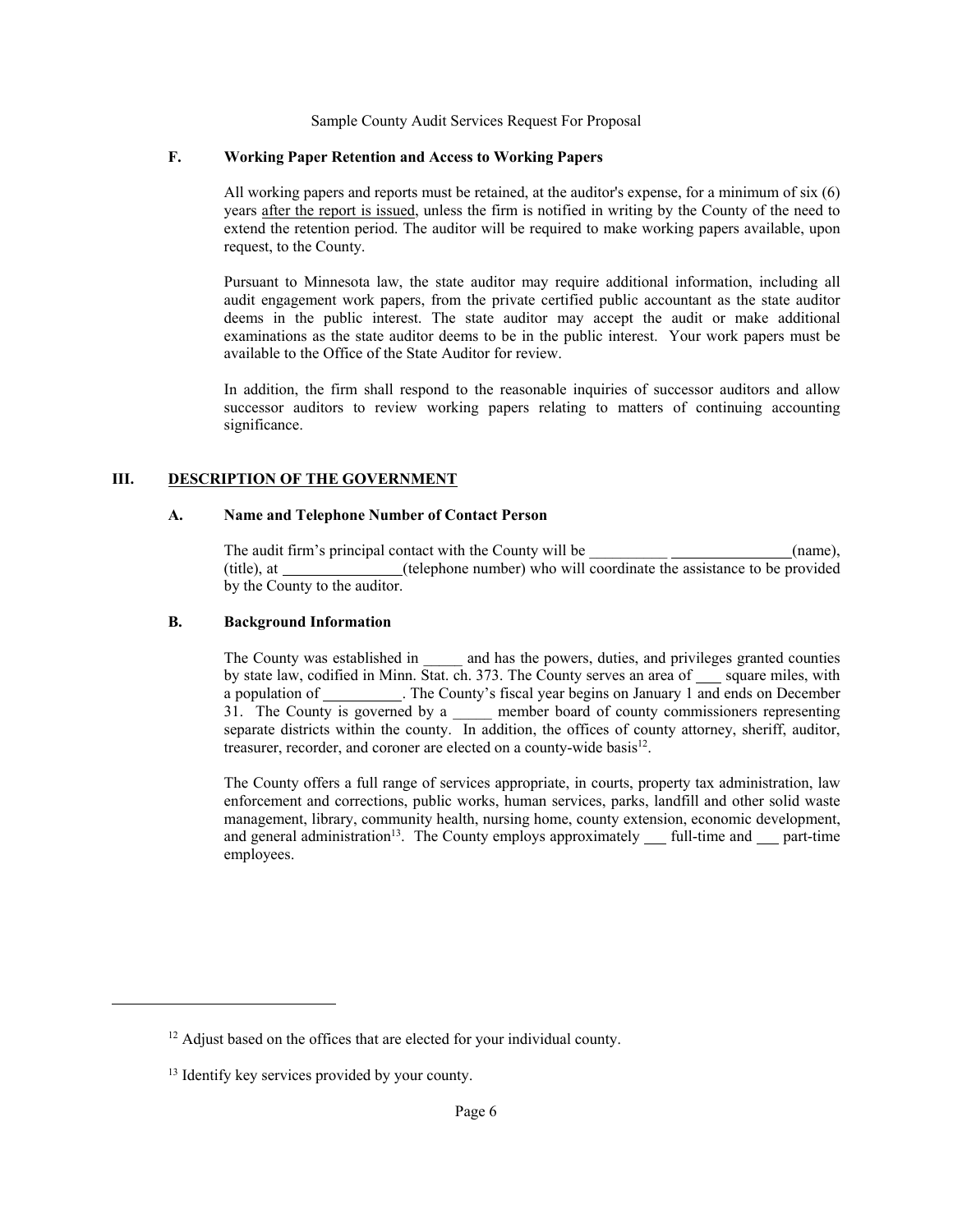### F. Working Paper Retention and Access to Working Papers

All working papers and reports must be retained, at the auditor's expense, for a minimum of six (6) years after the report is issued, unless the firm is notified in writing by the County of the need to extend the retention period. The auditor will be required to make working papers available, upon request, to the County.

Pursuant to Minnesota law, the state auditor may require additional information, including all audit engagement work papers, from the private certified public accountant as the state auditor deems in the public interest. The state auditor may accept the audit or make additional examinations as the state auditor deems to be in the public interest. Your work papers must be available to the Office of the State Auditor for review.

In addition, the firm shall respond to the reasonable inquiries of successor auditors and allow successor auditors to review working papers relating to matters of continuing accounting significance.

## III. DESCRIPTION OF THE GOVERNMENT

### A. Name and Telephone Number of Contact Person

The audit firm's principal contact with the County will be __________ ________________(name), (title), at ________________(telephone number) who will coordinate the assistance to be provided by the County to the auditor.

### B. Background Information

The County was established in _____ and has the powers, duties, and privileges granted counties by state law, codified in Minn. Stat. ch. 373. The County serves an area of ___ square miles, with a population of __________. The County's fiscal year begins on January 1 and ends on December 31. The County is governed by a _____ member board of county commissioners representing separate districts within the county. In addition, the offices of county attorney, sheriff, auditor, treasurer, recorder, and coroner are elected on a county-wide basis[12].

The County offers a full range of services appropriate, in courts, property tax administration, law enforcement and corrections, public works, human services, parks, landfill and other solid waste management, library, community health, nursing home, county extension, economic development, and general administration[13]. The County employs approximately ___ full-time and ___ part-time employees.

---

[12] Adjust based on the offices that are elected for your individual county.

[13] Identify key services provided by your county.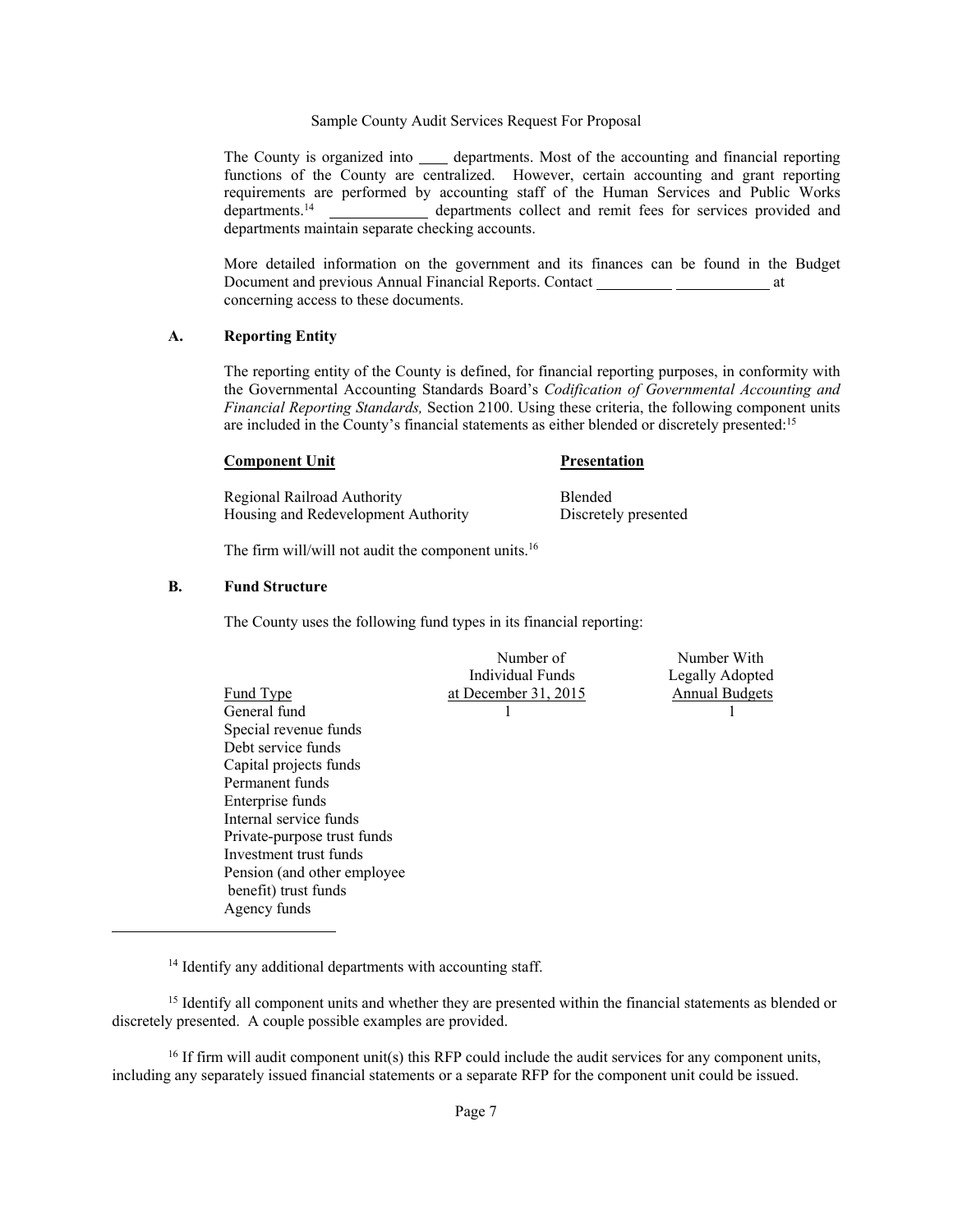The County is organized into ____ departments. Most of the accounting and financial reporting functions of the County are centralized. However, certain accounting and grant reporting requirements are performed by accounting staff of the Human Services and Public Works departments.[14] ____________ departments collect and remit fees for services provided and departments maintain separate checking accounts.

More detailed information on the government and its finances can be found in the Budget Document and previous Annual Financial Reports. Contact __________ ____________ at concerning access to these documents.

## A. Reporting Entity

The reporting entity of the County is defined, for financial reporting purposes, in conformity with the Governmental Accounting Standards Board's *Codification of Governmental Accounting and Financial Reporting Standards,* Section 2100. Using these criteria, the following component units are included in the County's financial statements as either blended or discretely presented:[15]

| **Component Unit** | **Presentation** |
|---|---|
| Regional Railroad Authority | Blended |
| Housing and Redevelopment Authority | Discretely presented |

The firm will/will not audit the component units.[16]

## B. Fund Structure

The County uses the following fund types in its financial reporting:

| Fund Type | Number of Individual Funds at December 31, 2015 | Number With Legally Adopted Annual Budgets |
|---|---|---|
| General fund | 1 | 1 |
| Special revenue funds | | |
| Debt service funds | | |
| Capital projects funds | | |
| Permanent funds | | |
| Enterprise funds | | |
| Internal service funds | | |
| Private-purpose trust funds | | |
| Investment trust funds | | |
| Pension (and other employee benefit) trust funds | | |
| Agency funds | | |

---

[14] Identify any additional departments with accounting staff.

[15] Identify all component units and whether they are presented within the financial statements as blended or discretely presented. A couple possible examples are provided.

[16] If firm will audit component unit(s) this RFP could include the audit services for any component units, including any separately issued financial statements or a separate RFP for the component unit could be issued.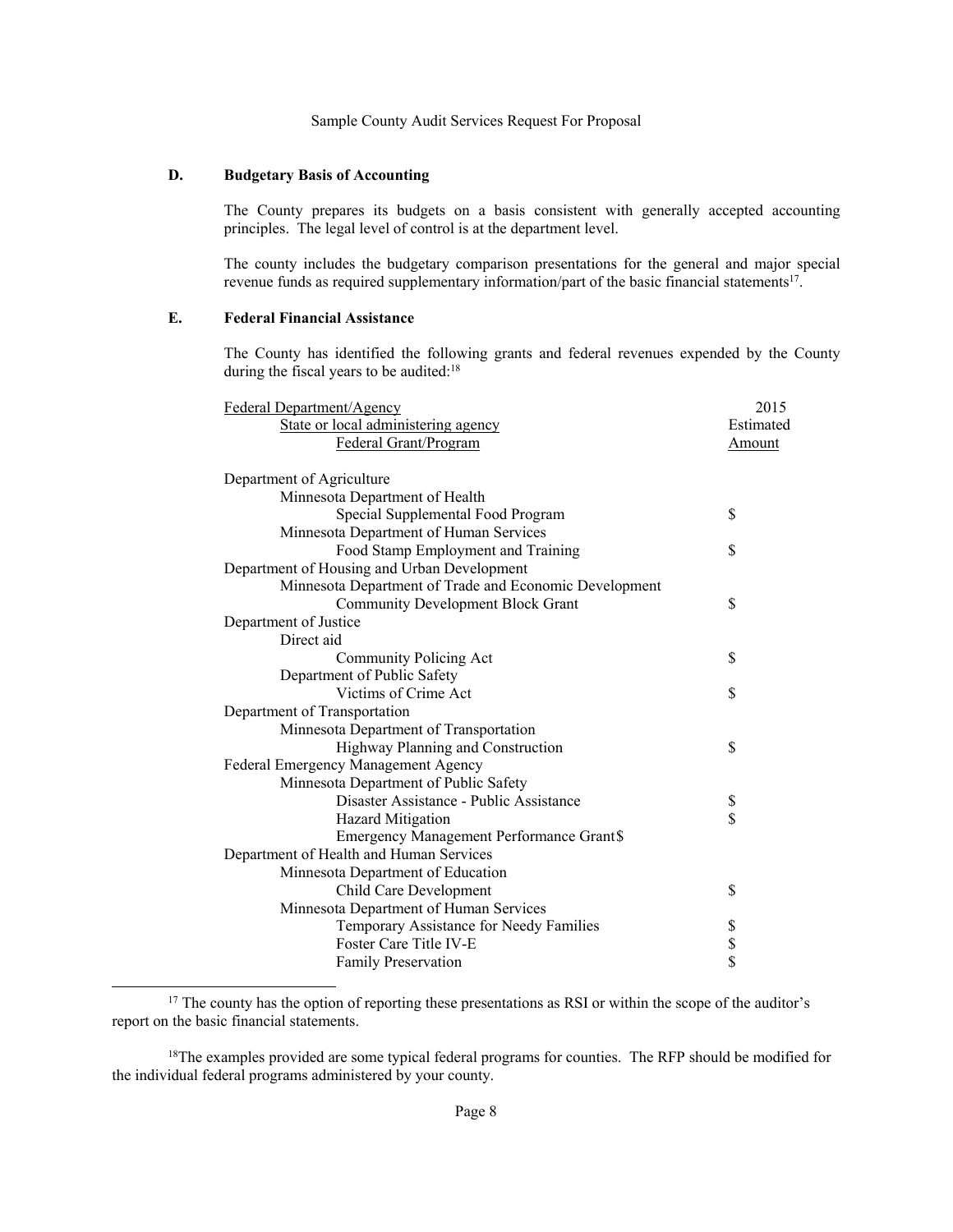### D. Budgetary Basis of Accounting

The County prepares its budgets on a basis consistent with generally accepted accounting principles. The legal level of control is at the department level.

The county includes the budgetary comparison presentations for the general and major special revenue funds as required supplementary information/part of the basic financial statements[17].

### E. Federal Financial Assistance

The County has identified the following grants and federal revenues expended by the County during the fiscal years to be audited:[18]

| Federal Department/Agency<br>State or local administering agency<br>Federal Grant/Program | 2015<br>Estimated<br>Amount |
|---|---|
| Department of Agriculture | |
| Minnesota Department of Health | |
| Special Supplemental Food Program | $ |
| Minnesota Department of Human Services | |
| Food Stamp Employment and Training | $ |
| Department of Housing and Urban Development | |
| Minnesota Department of Trade and Economic Development | |
| Community Development Block Grant | $ |
| Department of Justice | |
| Direct aid | |
| Community Policing Act | $ |
| Department of Public Safety | |
| Victims of Crime Act | $ |
| Department of Transportation | |
| Minnesota Department of Transportation | |
| Highway Planning and Construction | $ |
| Federal Emergency Management Agency | |
| Minnesota Department of Public Safety | |
| Disaster Assistance - Public Assistance | $ |
| Hazard Mitigation | $ |
| Emergency Management Performance Grant | $ |
| Department of Health and Human Services | |
| Minnesota Department of Education | |
| Child Care Development | $ |
| Minnesota Department of Human Services | |
| Temporary Assistance for Needy Families | $ |
| Foster Care Title IV-E | $ |
| Family Preservation | $ |

[17] The county has the option of reporting these presentations as RSI or within the scope of the auditor's report on the basic financial statements.

[18] The examples provided are some typical federal programs for counties. The RFP should be modified for the individual federal programs administered by your county.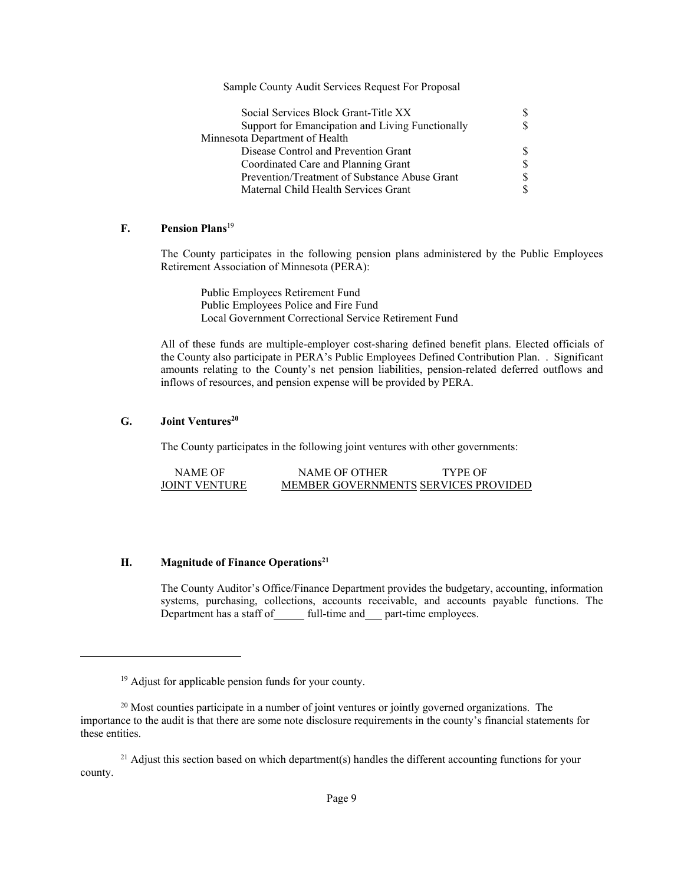| | |
|---|---|
| Social Services Block Grant-Title XX | $ |
| Support for Emancipation and Living Functionally | $ |
| Minnesota Department of Health | |
| Disease Control and Prevention Grant | $ |
| Coordinated Care and Planning Grant | $ |
| Prevention/Treatment of Substance Abuse Grant | $ |
| Maternal Child Health Services Grant | $ |

### F. Pension Plans[19]

The County participates in the following pension plans administered by the Public Employees Retirement Association of Minnesota (PERA):

Public Employees Retirement Fund
Public Employees Police and Fire Fund
Local Government Correctional Service Retirement Fund

All of these funds are multiple-employer cost-sharing defined benefit plans. Elected officials of the County also participate in PERA's Public Employees Defined Contribution Plan. . Significant amounts relating to the County's net pension liabilities, pension-related deferred outflows and inflows of resources, and pension expense will be provided by PERA.

### G. Joint Ventures[20]

The County participates in the following joint ventures with other governments:

| NAME OF JOINT VENTURE | NAME OF OTHER MEMBER GOVERNMENTS | TYPE OF SERVICES PROVIDED |
|---|---|---|

### H. Magnitude of Finance Operations[21]

The County Auditor's Office/Finance Department provides the budgetary, accounting, information systems, purchasing, collections, accounts receivable, and accounts payable functions. The Department has a staff of______ full-time and___ part-time employees.

---

[19] Adjust for applicable pension funds for your county.

[20] Most counties participate in a number of joint ventures or jointly governed organizations. The importance to the audit is that there are some note disclosure requirements in the county's financial statements for these entities.

[21] Adjust this section based on which department(s) handles the different accounting functions for your county.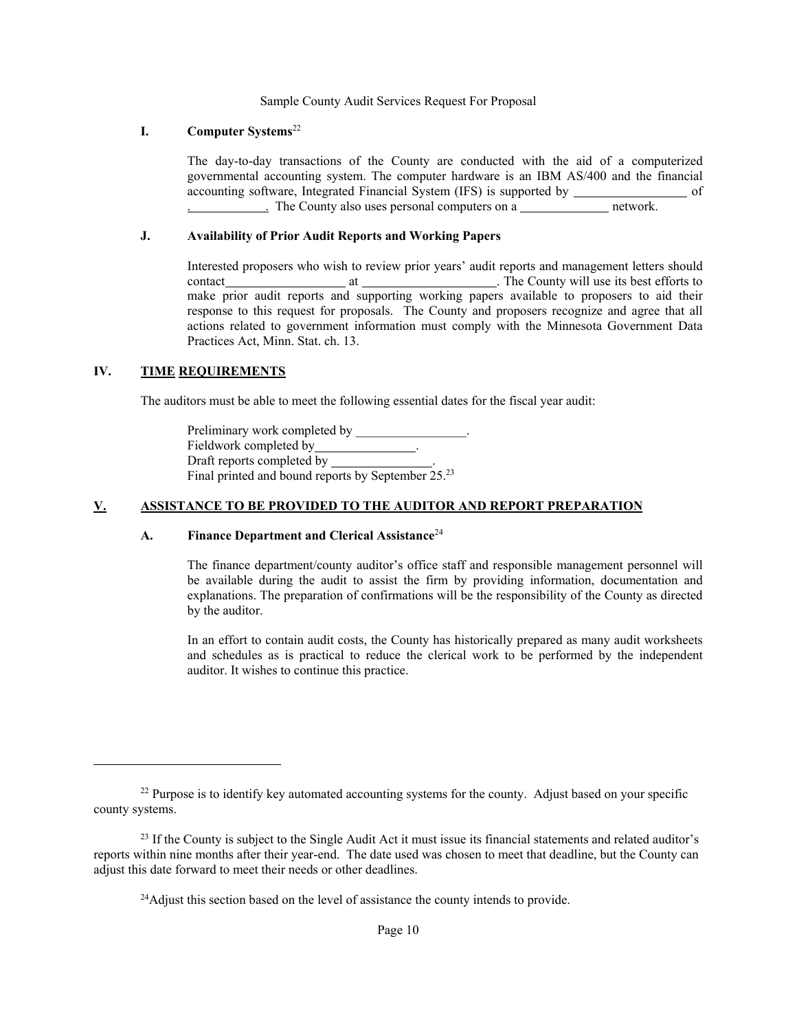### I. Computer Systems[22]

The day-to-day transactions of the County are conducted with the aid of a computerized governmental accounting system. The computer hardware is an IBM AS/400 and the financial accounting software, Integrated Financial System (IFS) is supported by __________________ of ____________. The County also uses personal computers on a ______________ network.

### J. Availability of Prior Audit Reports and Working Papers

Interested proposers who wish to review prior years' audit reports and management letters should contact___________________ at _____________________. The County will use its best efforts to make prior audit reports and supporting working papers available to proposers to aid their response to this request for proposals. The County and proposers recognize and agree that all actions related to government information must comply with the Minnesota Government Data Practices Act, Minn. Stat. ch. 13.

## IV. TIME REQUIREMENTS

The auditors must be able to meet the following essential dates for the fiscal year audit:

Preliminary work completed by _________________.
Fieldwork completed by________________.
Draft reports completed by ________________.
Final printed and bound reports by September 25.[23]

## V. ASSISTANCE TO BE PROVIDED TO THE AUDITOR AND REPORT PREPARATION

### A. Finance Department and Clerical Assistance[24]

The finance department/county auditor's office staff and responsible management personnel will be available during the audit to assist the firm by providing information, documentation and explanations. The preparation of confirmations will be the responsibility of the County as directed by the auditor.

In an effort to contain audit costs, the County has historically prepared as many audit worksheets and schedules as is practical to reduce the clerical work to be performed by the independent auditor. It wishes to continue this practice.

---

[22] Purpose is to identify key automated accounting systems for the county. Adjust based on your specific county systems.

[23] If the County is subject to the Single Audit Act it must issue its financial statements and related auditor's reports within nine months after their year-end. The date used was chosen to meet that deadline, but the County can adjust this date forward to meet their needs or other deadlines.

[24] Adjust this section based on the level of assistance the county intends to provide.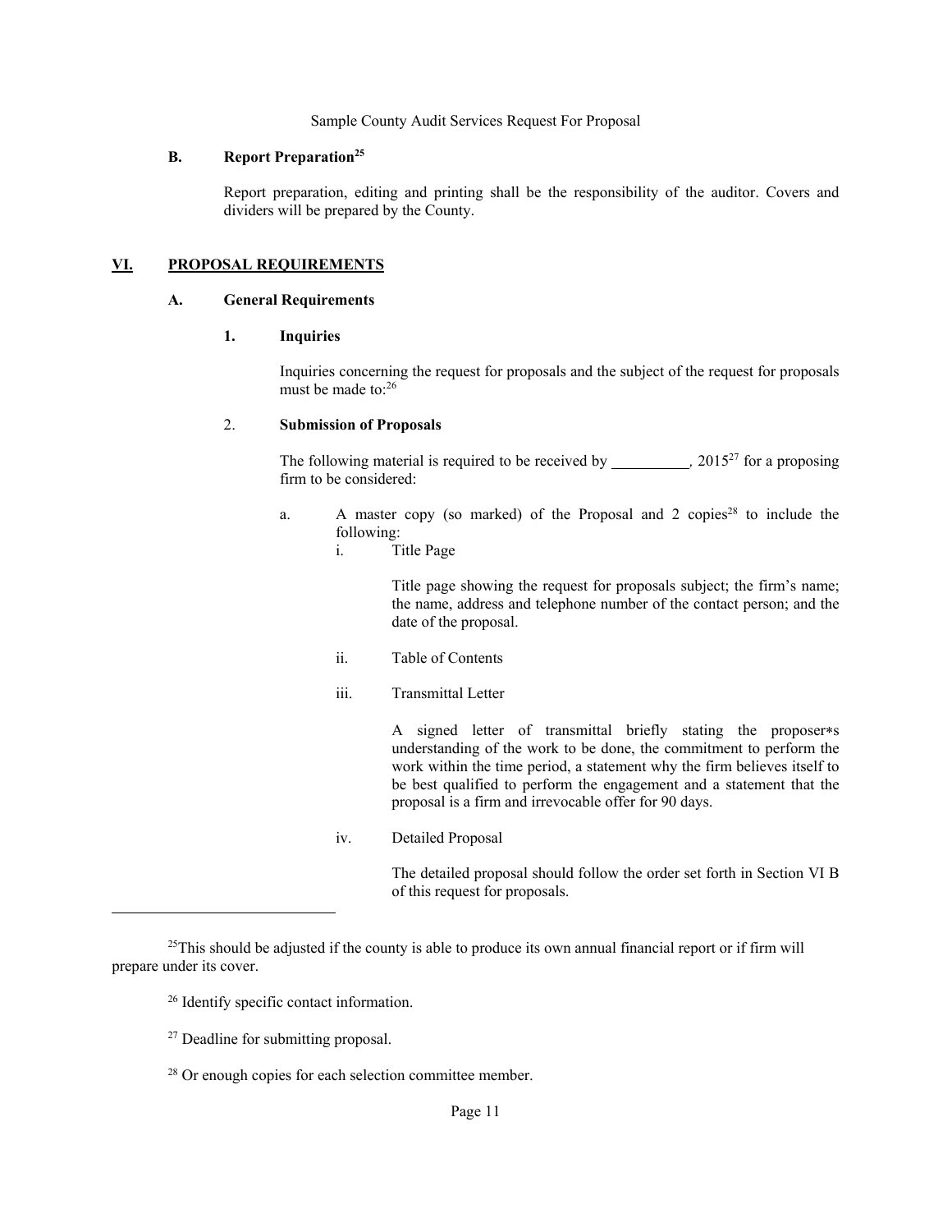### B. Report Preparation[25]

Report preparation, editing and printing shall be the responsibility of the auditor. Covers and dividers will be prepared by the County.

## VI. PROPOSAL REQUIREMENTS

### A. General Requirements

#### 1. Inquiries

Inquiries concerning the request for proposals and the subject of the request for proposals must be made to:[26]

#### 2. Submission of Proposals

The following material is required to be received by __________, 2015[27] for a proposing firm to be considered:

a. A master copy (so marked) of the Proposal and 2 copies[28] to include the following:

   i. Title Page

      Title page showing the request for proposals subject; the firm's name; the name, address and telephone number of the contact person; and the date of the proposal.

   ii. Table of Contents

   iii. Transmittal Letter

      A signed letter of transmittal briefly stating the proposer∗s understanding of the work to be done, the commitment to perform the work within the time period, a statement why the firm believes itself to be best qualified to perform the engagement and a statement that the proposal is a firm and irrevocable offer for 90 days.

   iv. Detailed Proposal

      The detailed proposal should follow the order set forth in Section VI B of this request for proposals.

---

[25] This should be adjusted if the county is able to produce its own annual financial report or if firm will prepare under its cover.

[26] Identify specific contact information.

[27] Deadline for submitting proposal.

[28] Or enough copies for each selection committee member.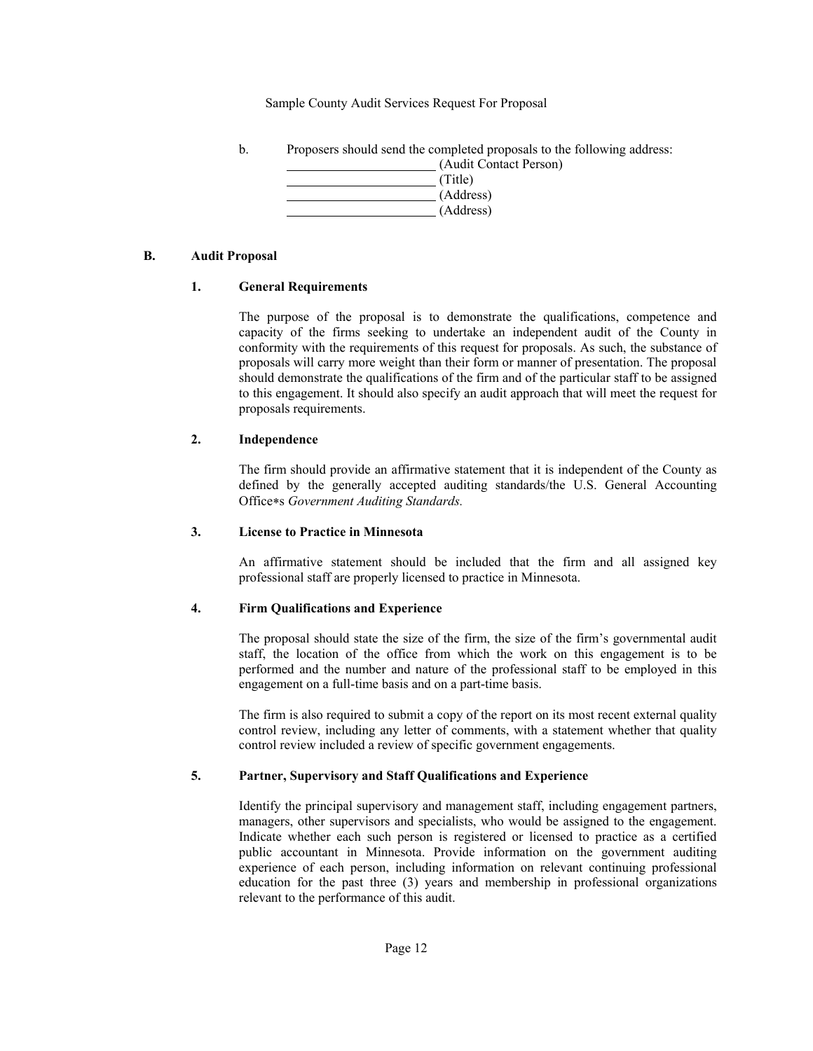b. Proposers should send the completed proposals to the following address:

\_\_\_\_\_\_\_\_\_\_\_\_\_\_\_\_\_\_\_\_\_\_ (Audit Contact Person)
\_\_\_\_\_\_\_\_\_\_\_\_\_\_\_\_\_\_\_\_\_\_ (Title)
\_\_\_\_\_\_\_\_\_\_\_\_\_\_\_\_\_\_\_\_\_\_ (Address)
\_\_\_\_\_\_\_\_\_\_\_\_\_\_\_\_\_\_\_\_\_\_ (Address)

## B. Audit Proposal

### 1. General Requirements

The purpose of the proposal is to demonstrate the qualifications, competence and capacity of the firms seeking to undertake an independent audit of the County in conformity with the requirements of this request for proposals. As such, the substance of proposals will carry more weight than their form or manner of presentation. The proposal should demonstrate the qualifications of the firm and of the particular staff to be assigned to this engagement. It should also specify an audit approach that will meet the request for proposals requirements.

### 2. Independence

The firm should provide an affirmative statement that it is independent of the County as defined by the generally accepted auditing standards/the U.S. General Accounting Office*s *Government Auditing Standards.*

### 3. License to Practice in Minnesota

An affirmative statement should be included that the firm and all assigned key professional staff are properly licensed to practice in Minnesota.

### 4. Firm Qualifications and Experience

The proposal should state the size of the firm, the size of the firm's governmental audit staff, the location of the office from which the work on this engagement is to be performed and the number and nature of the professional staff to be employed in this engagement on a full-time basis and on a part-time basis.

The firm is also required to submit a copy of the report on its most recent external quality control review, including any letter of comments, with a statement whether that quality control review included a review of specific government engagements.

### 5. Partner, Supervisory and Staff Qualifications and Experience

Identify the principal supervisory and management staff, including engagement partners, managers, other supervisors and specialists, who would be assigned to the engagement. Indicate whether each such person is registered or licensed to practice as a certified public accountant in Minnesota. Provide information on the government auditing experience of each person, including information on relevant continuing professional education for the past three (3) years and membership in professional organizations relevant to the performance of this audit.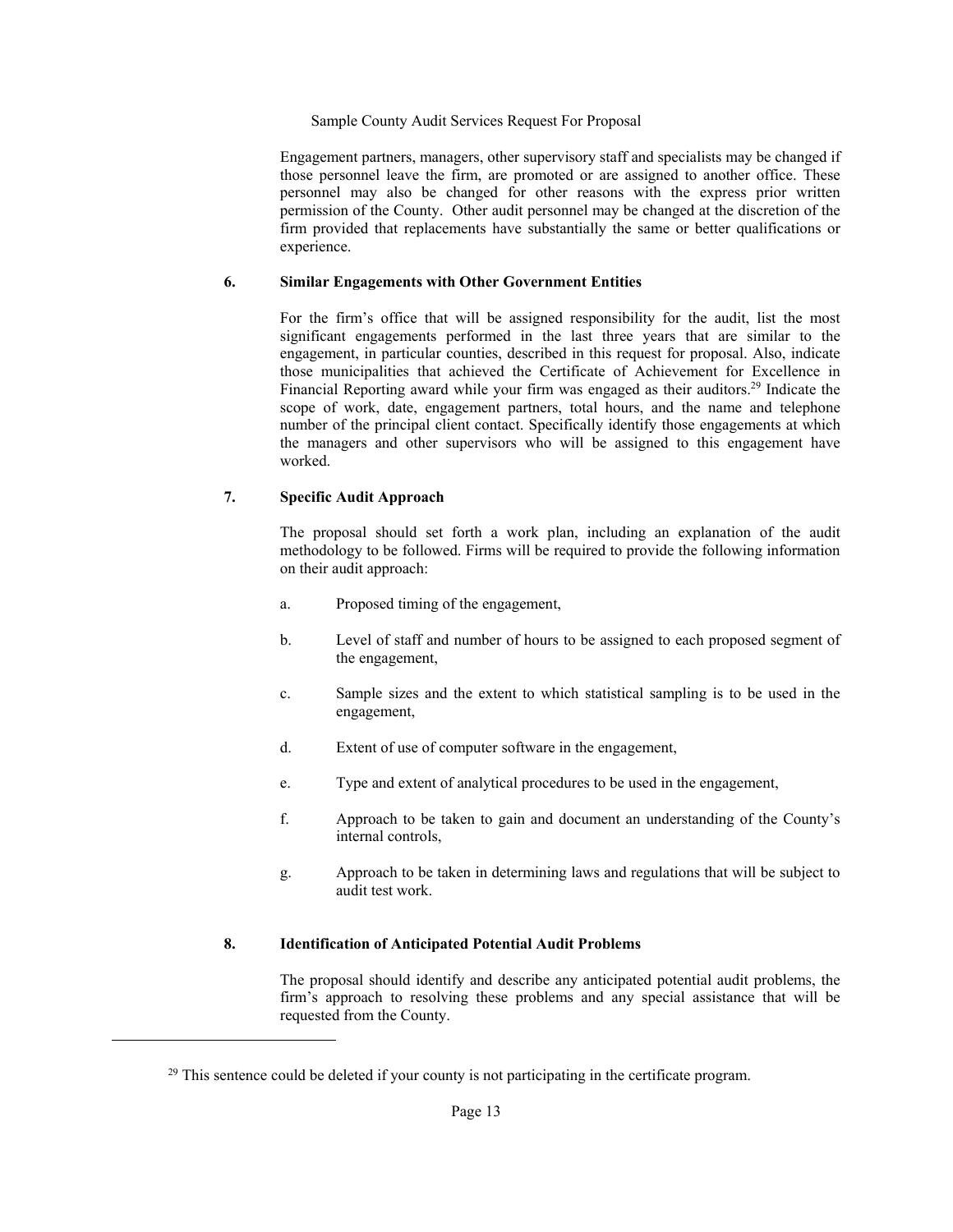Engagement partners, managers, other supervisory staff and specialists may be changed if those personnel leave the firm, are promoted or are assigned to another office. These personnel may also be changed for other reasons with the express prior written permission of the County. Other audit personnel may be changed at the discretion of the firm provided that replacements have substantially the same or better qualifications or experience.

### 6. Similar Engagements with Other Government Entities

For the firm's office that will be assigned responsibility for the audit, list the most significant engagements performed in the last three years that are similar to the engagement, in particular counties, described in this request for proposal. Also, indicate those municipalities that achieved the Certificate of Achievement for Excellence in Financial Reporting award while your firm was engaged as their auditors.[29] Indicate the scope of work, date, engagement partners, total hours, and the name and telephone number of the principal client contact. Specifically identify those engagements at which the managers and other supervisors who will be assigned to this engagement have worked.

### 7. Specific Audit Approach

The proposal should set forth a work plan, including an explanation of the audit methodology to be followed. Firms will be required to provide the following information on their audit approach:

a. Proposed timing of the engagement,

b. Level of staff and number of hours to be assigned to each proposed segment of the engagement,

c. Sample sizes and the extent to which statistical sampling is to be used in the engagement,

d. Extent of use of computer software in the engagement,

e. Type and extent of analytical procedures to be used in the engagement,

f. Approach to be taken to gain and document an understanding of the County's internal controls,

g. Approach to be taken in determining laws and regulations that will be subject to audit test work.

### 8. Identification of Anticipated Potential Audit Problems

The proposal should identify and describe any anticipated potential audit problems, the firm's approach to resolving these problems and any special assistance that will be requested from the County.

---

[29] This sentence could be deleted if your county is not participating in the certificate program.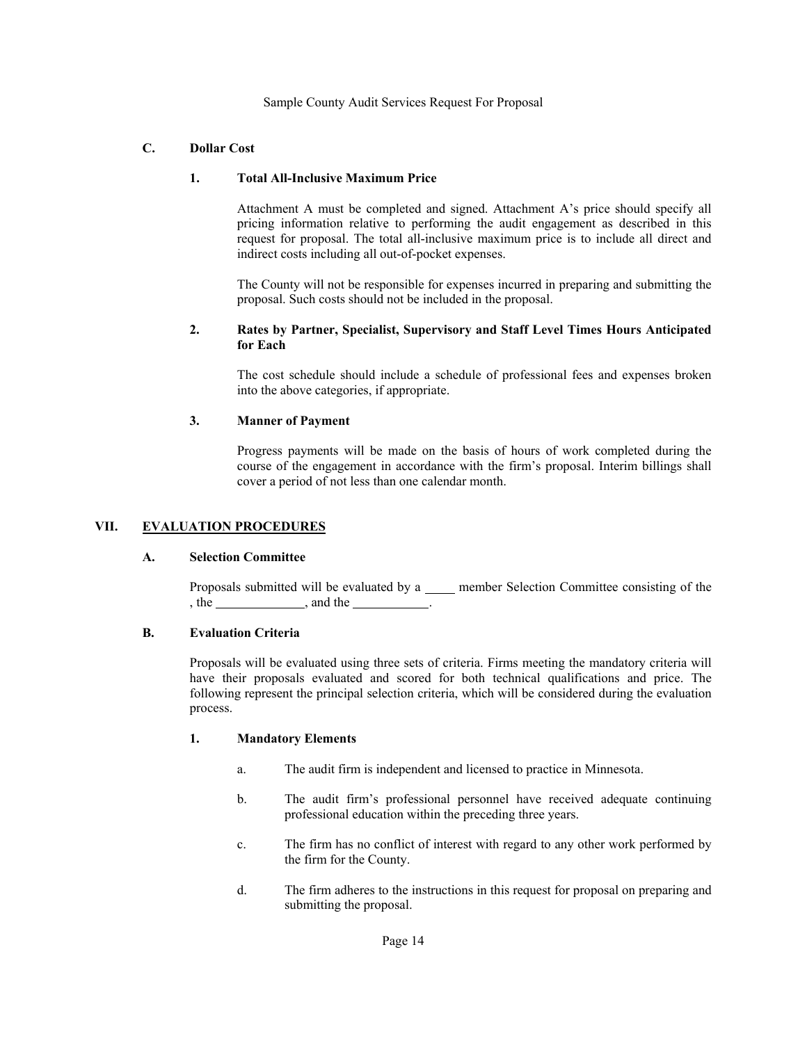### C. Dollar Cost

#### 1. Total All-Inclusive Maximum Price

Attachment A must be completed and signed. Attachment A's price should specify all pricing information relative to performing the audit engagement as described in this request for proposal. The total all-inclusive maximum price is to include all direct and indirect costs including all out-of-pocket expenses.

The County will not be responsible for expenses incurred in preparing and submitting the proposal. Such costs should not be included in the proposal.

#### 2. Rates by Partner, Specialist, Supervisory and Staff Level Times Hours Anticipated for Each

The cost schedule should include a schedule of professional fees and expenses broken into the above categories, if appropriate.

#### 3. Manner of Payment

Progress payments will be made on the basis of hours of work completed during the course of the engagement in accordance with the firm's proposal. Interim billings shall cover a period of not less than one calendar month.

## VII. EVALUATION PROCEDURES

### A. Selection Committee

Proposals submitted will be evaluated by a _____ member Selection Committee consisting of the , the _____________, and the ___________.

### B. Evaluation Criteria

Proposals will be evaluated using three sets of criteria. Firms meeting the mandatory criteria will have their proposals evaluated and scored for both technical qualifications and price. The following represent the principal selection criteria, which will be considered during the evaluation process.

#### 1. Mandatory Elements

a. The audit firm is independent and licensed to practice in Minnesota.

b. The audit firm's professional personnel have received adequate continuing professional education within the preceding three years.

c. The firm has no conflict of interest with regard to any other work performed by the firm for the County.

d. The firm adheres to the instructions in this request for proposal on preparing and submitting the proposal.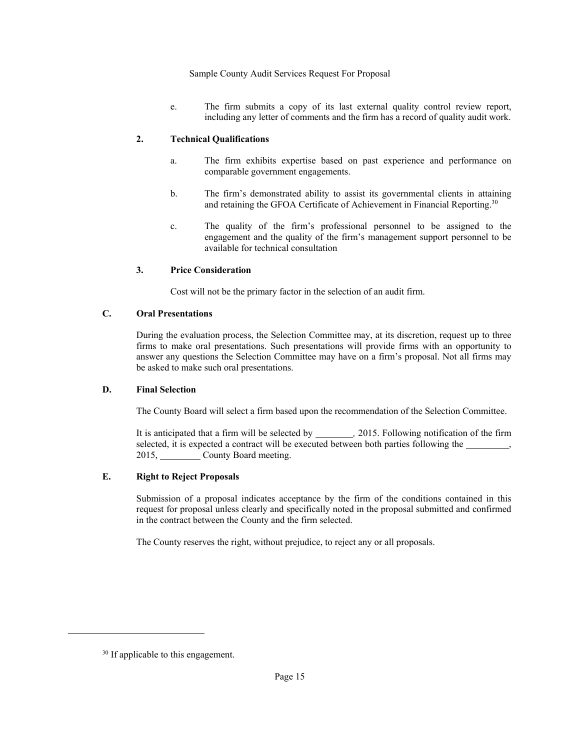e. The firm submits a copy of its last external quality control review report, including any letter of comments and the firm has a record of quality audit work.

**2. Technical Qualifications**

a. The firm exhibits expertise based on past experience and performance on comparable government engagements.

b. The firm's demonstrated ability to assist its governmental clients in attaining and retaining the GFOA Certificate of Achievement in Financial Reporting.[30]

c. The quality of the firm's professional personnel to be assigned to the engagement and the quality of the firm's management support personnel to be available for technical consultation

**3. Price Consideration**

Cost will not be the primary factor in the selection of an audit firm.

**C. Oral Presentations**

During the evaluation process, the Selection Committee may, at its discretion, request up to three firms to make oral presentations. Such presentations will provide firms with an opportunity to answer any questions the Selection Committee may have on a firm's proposal. Not all firms may be asked to make such oral presentations.

**D. Final Selection**

The County Board will select a firm based upon the recommendation of the Selection Committee.

It is anticipated that a firm will be selected by ________, 2015. Following notification of the firm selected, it is expected a contract will be executed between both parties following the _________, 2015, _________ County Board meeting.

**E. Right to Reject Proposals**

Submission of a proposal indicates acceptance by the firm of the conditions contained in this request for proposal unless clearly and specifically noted in the proposal submitted and confirmed in the contract between the County and the firm selected.

The County reserves the right, without prejudice, to reject any or all proposals.

---

[30] If applicable to this engagement.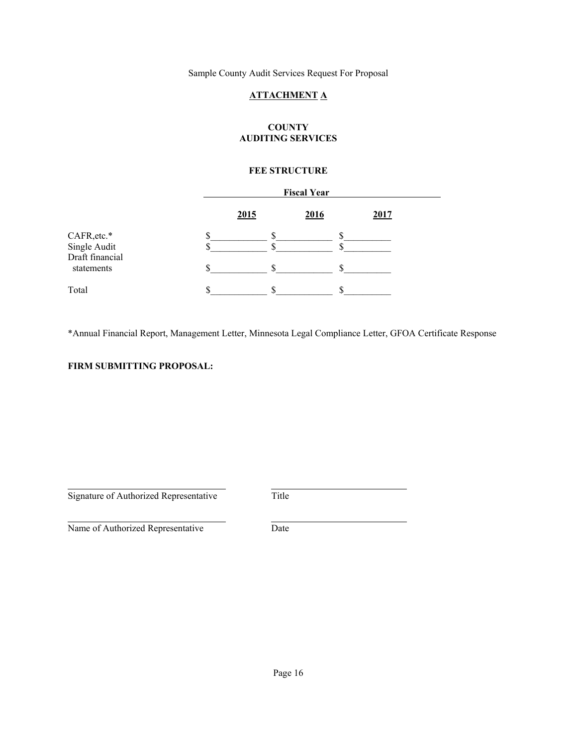Sample County Audit Services Request For Proposal

## ATTACHMENT A

## COUNTY AUDITING SERVICES

### FEE STRUCTURE

| | Fiscal Year | | |
|---|---|---|---|
| | **2015** | **2016** | **2017** |
| CAFR,etc.* | $\_\_\_\_\_\_\_\_\_\_\_\_ | $\_\_\_\_\_\_\_\_\_\_\_\_ | $\_\_\_\_\_\_\_\_\_\_ |
| Single Audit | $\_\_\_\_\_\_\_\_\_\_\_\_ | $\_\_\_\_\_\_\_\_\_\_\_\_ | $\_\_\_\_\_\_\_\_\_\_ |
| Draft financial statements | $\_\_\_\_\_\_\_\_\_\_\_\_ | $\_\_\_\_\_\_\_\_\_\_\_\_ | $\_\_\_\_\_\_\_\_\_\_ |
| Total | $\_\_\_\_\_\_\_\_\_\_\_\_ | $\_\_\_\_\_\_\_\_\_\_\_\_ | $\_\_\_\_\_\_\_\_\_\_ |

*Annual Financial Report, Management Letter, Minnesota Legal Compliance Letter, GFOA Certificate Response

**FIRM SUBMITTING PROPOSAL:**

\_\_\_\_\_\_\_\_\_\_\_\_\_\_\_\_\_\_\_\_\_\_\_\_\_\_\_\_\_\_\_\_ \_\_\_\_\_\_\_\_\_\_\_\_\_\_\_\_\_\_\_\_\_\_\_\_\_\_\_\_

Signature of Authorized Representative     Title

\_\_\_\_\_\_\_\_\_\_\_\_\_\_\_\_\_\_\_\_\_\_\_\_\_\_\_\_\_\_\_\_ \_\_\_\_\_\_\_\_\_\_\_\_\_\_\_\_\_\_\_\_\_\_\_\_\_\_\_\_

Name of Authorized Representative     Date